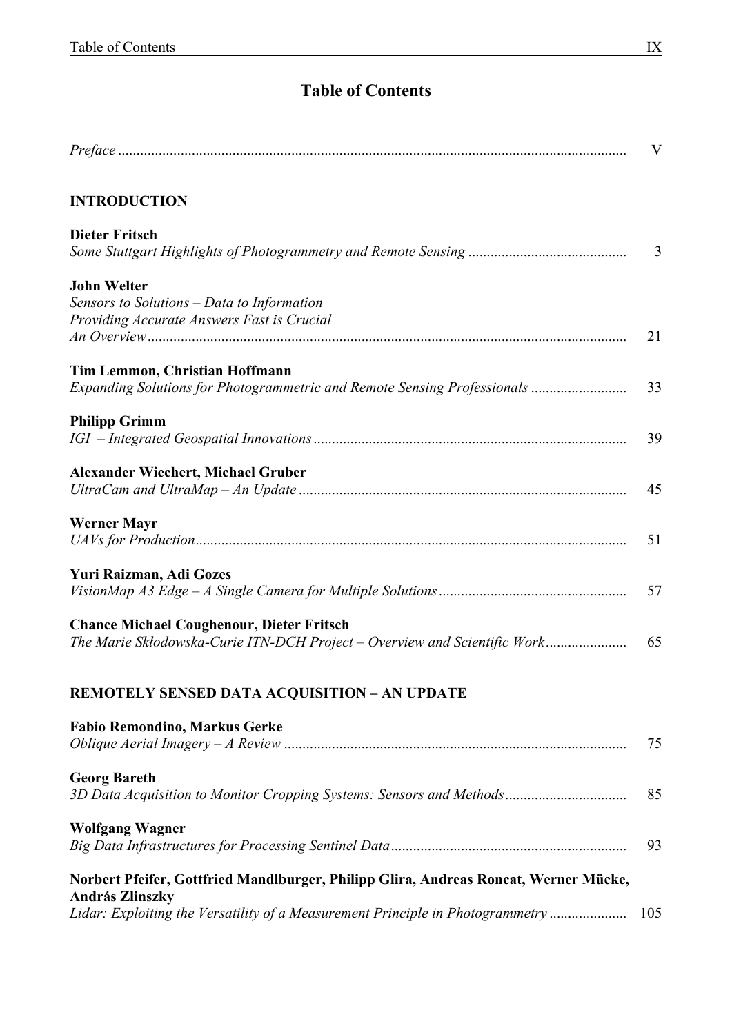# Table of Contents

*Preface* .......... V

## INTRODUCTION

**Dieter Fritsch**
*Some Stuttgart Highlights of Photogrammetry and Remote Sensing* .......... 3

**John Welter**
*Sensors to Solutions – Data to Information*
*Providing Accurate Answers Fast is Crucial*
*An Overview* .......... 21

**Tim Lemmon, Christian Hoffmann**
*Expanding Solutions for Photogrammetric and Remote Sensing Professionals* .......... 33

**Philipp Grimm**
*IGI – Integrated Geospatial Innovations* .......... 39

**Alexander Wiechert, Michael Gruber**
*UltraCam and UltraMap – An Update* .......... 45

**Werner Mayr**
*UAVs for Production* .......... 51

**Yuri Raizman, Adi Gozes**
*VisionMap A3 Edge – A Single Camera for Multiple Solutions* .......... 57

**Chance Michael Coughenour, Dieter Fritsch**
*The Marie Skłodowska-Curie ITN-DCH Project – Overview and Scientific Work* .......... 65

## REMOTELY SENSED DATA ACQUISITION – AN UPDATE

**Fabio Remondino, Markus Gerke**
*Oblique Aerial Imagery – A Review* .......... 75

**Georg Bareth**
*3D Data Acquisition to Monitor Cropping Systems: Sensors and Methods* .......... 85

**Wolfgang Wagner**
*Big Data Infrastructures for Processing Sentinel Data* .......... 93

**Norbert Pfeifer, Gottfried Mandlburger, Philipp Glira, Andreas Roncat, Werner Mücke, András Zlinszky**
*Lidar: Exploiting the Versatility of a Measurement Principle in Photogrammetry* .......... 105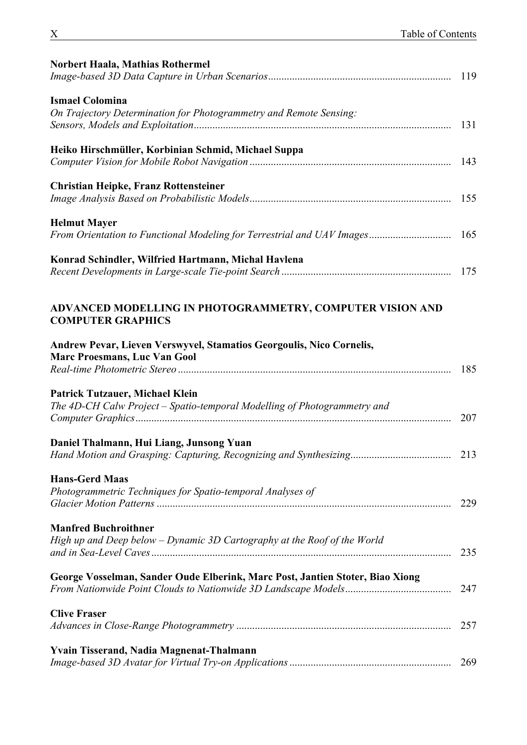**Norbert Haala, Mathias Rothermel**
*Image-based 3D Data Capture in Urban Scenarios* .................................................................... 119

**Ismael Colomina**
*On Trajectory Determination for Photogrammetry and Remote Sensing: Sensors, Models and Exploitation* ................................................................................................ 131

**Heiko Hirschmüller, Korbinian Schmid, Michael Suppa**
*Computer Vision for Mobile Robot Navigation* ........................................................................... 143

**Christian Heipke, Franz Rottensteiner**
*Image Analysis Based on Probabilistic Models* ........................................................................... 155

**Helmut Mayer**
*From Orientation to Functional Modeling for Terrestrial and UAV Images* .............................. 165

**Konrad Schindler, Wilfried Hartmann, Michal Havlena**
*Recent Developments in Large-scale Tie-point Search* ............................................................... 175

## ADVANCED MODELLING IN PHOTOGRAMMETRY, COMPUTER VISION AND COMPUTER GRAPHICS

**Andrew Pevar, Lieven Verswyvel, Stamatios Georgoulis, Nico Cornelis, Marc Proesmans, Luc Van Gool**
*Real-time Photometric Stereo* ...................................................................................................... 185

**Patrick Tutzauer, Michael Klein**
*The 4D-CH Calw Project – Spatio-temporal Modelling of Photogrammetry and Computer Graphics* ..................................................................................................................... 207

**Daniel Thalmann, Hui Liang, Junsong Yuan**
*Hand Motion and Grasping: Capturing, Recognizing and Synthesizing* ..................................... 213

**Hans-Gerd Maas**
*Photogrammetric Techniques for Spatio-temporal Analyses of Glacier Motion Patterns* ............................................................................................................. 229

**Manfred Buchroithner**
*High up and Deep below – Dynamic 3D Cartography at the Roof of the World and in Sea-Level Caves* ................................................................................................................ 235

**George Vosselman, Sander Oude Elberink, Marc Post, Jantien Stoter, Biao Xiong**
*From Nationwide Point Clouds to Nationwide 3D Landscape Models* ........................................ 247

**Clive Fraser**
*Advances in Close-Range Photogrammetry* ................................................................................ 257

**Yvain Tisserand, Nadia Magnenat-Thalmann**
*Image-based 3D Avatar for Virtual Try-on Applications* ............................................................ 269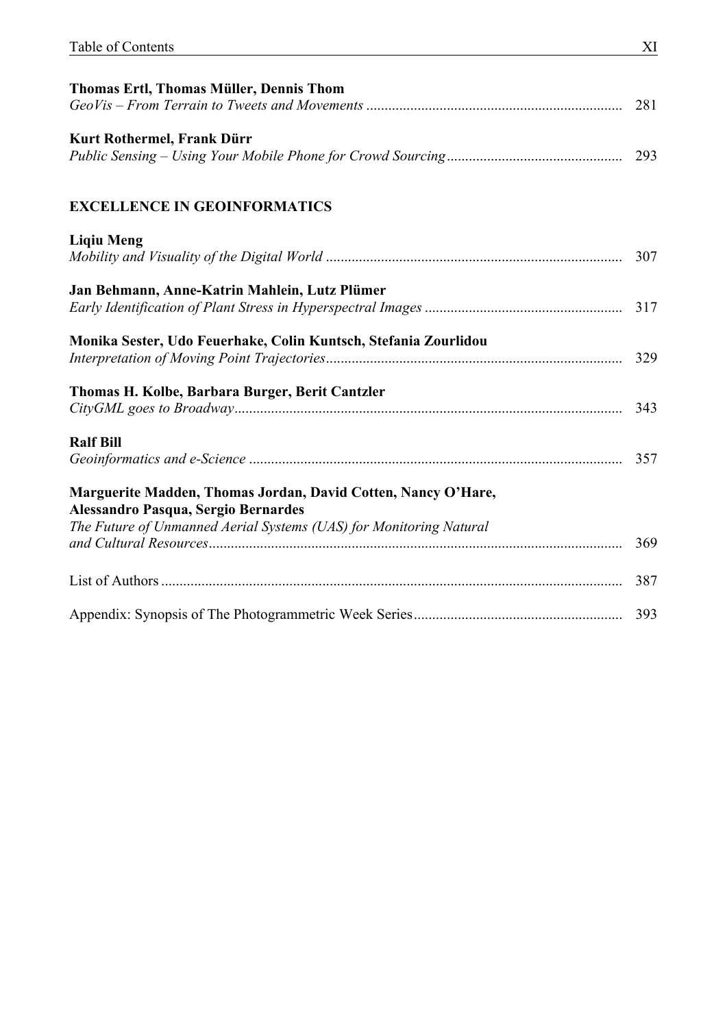**Thomas Ertl, Thomas Müller, Dennis Thom**
*GeoVis – From Terrain to Tweets and Movements* ..................................................................... 281

**Kurt Rothermel, Frank Dürr**
*Public Sensing – Using Your Mobile Phone for Crowd Sourcing* ............................................... 293

## EXCELLENCE IN GEOINFORMATICS

**Liqiu Meng**
*Mobility and Visuality of the Digital World* ................................................................................ 307

**Jan Behmann, Anne-Katrin Mahlein, Lutz Plümer**
*Early Identification of Plant Stress in Hyperspectral Images* ..................................................... 317

**Monika Sester, Udo Feuerhake, Colin Kuntsch, Stefania Zourlidou**
*Interpretation of Moving Point Trajectories* ................................................................................ 329

**Thomas H. Kolbe, Barbara Burger, Berit Cantzler**
*CityGML goes to Broadway* ......................................................................................................... 343

**Ralf Bill**
*Geoinformatics and e-Science* ..................................................................................................... 357

**Marguerite Madden, Thomas Jordan, David Cotten, Nancy O'Hare, Alessandro Pasqua, Sergio Bernardes**
*The Future of Unmanned Aerial Systems (UAS) for Monitoring Natural and Cultural Resources* ................................................................................................................ 369

List of Authors ............................................................................................................................ 387

Appendix: Synopsis of The Photogrammetric Week Series ........................................................ 393